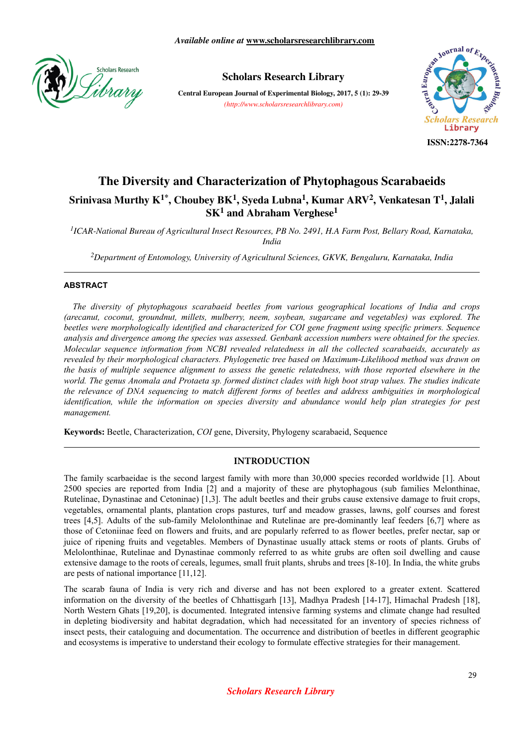# The Diversity and Characterization of Phytophagous Scarabaeids

**Srinivasa Murthy K[1*], Choubey BK[1], Syeda Lubna[1], Kumar ARV[2], Venkatesan T[1], Jalali SK[1] and Abraham Verghese[1]**

[1]*ICAR-National Bureau of Agricultural Insect Resources, PB No. 2491, H.A Farm Post, Bellary Road, Karnataka, India*

[2]*Department of Entomology, University of Agricultural Sciences, GKVK, Bengaluru, Karnataka, India*

---

## ABSTRACT

*The diversity of phytophagous scarabaeid beetles from various geographical locations of India and crops (arecanut, coconut, groundnut, millets, mulberry, neem, soybean, sugarcane and vegetables) was explored. The beetles were morphologically identified and characterized for COI gene fragment using specific primers. Sequence analysis and divergence among the species was assessed. Genbank accession numbers were obtained for the species. Molecular sequence information from NCBI revealed relatedness in all the collected scarabaeids, accurately as revealed by their morphological characters. Phylogenetic tree based on Maximum-Likelihood method was drawn on the basis of multiple sequence alignment to assess the genetic relatedness, with those reported elsewhere in the world. The genus Anomala and Protaeta sp. formed distinct clades with high boot strap values. The studies indicate the relevance of DNA sequencing to match different forms of beetles and address ambiguities in morphological identification, while the information on species diversity and abundance would help plan strategies for pest management.*

**Keywords:** Beetle, Characterization, *COI* gene, Diversity, Phylogeny scarabaeid, Sequence

---

## INTRODUCTION

The family scarbaeidae is the second largest family with more than 30,000 species recorded worldwide [1]. About 2500 species are reported from India [2] and a majority of these are phytophagous (sub families Melonthinae, Rutelinae, Dynastinae and Cetoninae) [1,3]. The adult beetles and their grubs cause extensive damage to fruit crops, vegetables, ornamental plants, plantation crops pastures, turf and meadow grasses, lawns, golf courses and forest trees [4,5]. Adults of the sub-family Melolonthinae and Rutelinae are pre-dominantly leaf feeders [6,7] where as those of Cetoniinae feed on flowers and fruits, and are popularly referred to as flower beetles, prefer nectar, sap or juice of ripening fruits and vegetables. Members of Dynastinae usually attack stems or roots of plants. Grubs of Melolonthinae, Rutelinae and Dynastinae commonly referred to as white grubs are often soil dwelling and cause extensive damage to the roots of cereals, legumes, small fruit plants, shrubs and trees [8-10]. In India, the white grubs are pests of national importance [11,12].

The scarab fauna of India is very rich and diverse and has not been explored to a greater extent. Scattered information on the diversity of the beetles of Chhattisgarh [13], Madhya Pradesh [14-17], Himachal Pradesh [18], North Western Ghats [19,20], is documented. Integrated intensive farming systems and climate change had resulted in depleting biodiversity and habitat degradation, which had necessitated for an inventory of species richness of insect pests, their cataloguing and documentation. The occurrence and distribution of beetles in different geographic and ecosystems is imperative to understand their ecology to formulate effective strategies for their management.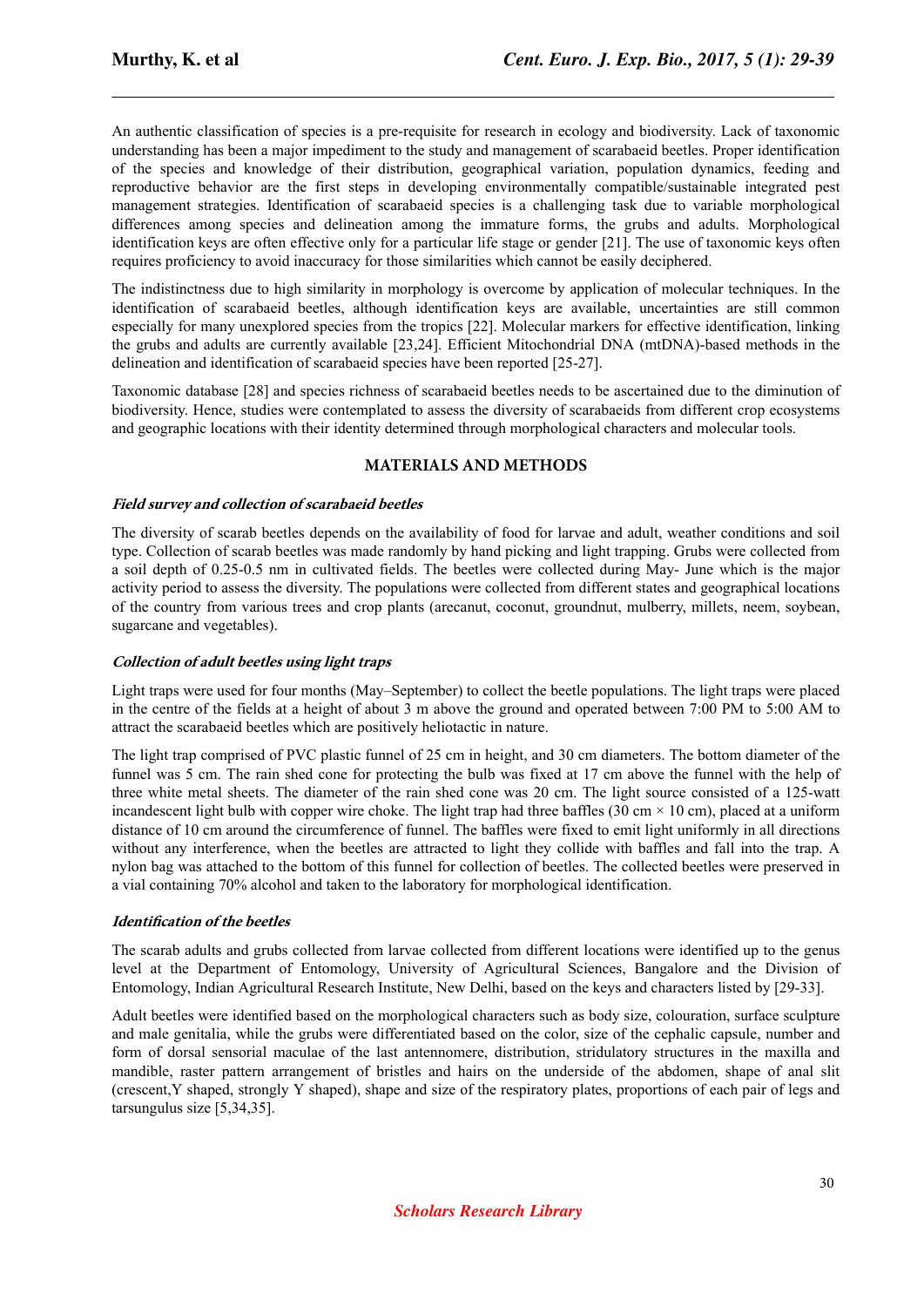An authentic classification of species is a pre-requisite for research in ecology and biodiversity. Lack of taxonomic understanding has been a major impediment to the study and management of scarabaeid beetles. Proper identification of the species and knowledge of their distribution, geographical variation, population dynamics, feeding and reproductive behavior are the first steps in developing environmentally compatible/sustainable integrated pest management strategies. Identification of scarabaeid species is a challenging task due to variable morphological differences among species and delineation among the immature forms, the grubs and adults. Morphological identification keys are often effective only for a particular life stage or gender [21]. The use of taxonomic keys often requires proficiency to avoid inaccuracy for those similarities which cannot be easily deciphered.

The indistinctness due to high similarity in morphology is overcome by application of molecular techniques. In the identification of scarabaeid beetles, although identification keys are available, uncertainties are still common especially for many unexplored species from the tropics [22]. Molecular markers for effective identification, linking the grubs and adults are currently available [23,24]. Efficient Mitochondrial DNA (mtDNA)-based methods in the delineation and identification of scarabaeid species have been reported [25-27].

Taxonomic database [28] and species richness of scarabaeid beetles needs to be ascertained due to the diminution of biodiversity. Hence, studies were contemplated to assess the diversity of scarabaeids from different crop ecosystems and geographic locations with their identity determined through morphological characters and molecular tools.

## MATERIALS AND METHODS

### *Field survey and collection of scarabaeid beetles*

The diversity of scarab beetles depends on the availability of food for larvae and adult, weather conditions and soil type. Collection of scarab beetles was made randomly by hand picking and light trapping. Grubs were collected from a soil depth of 0.25-0.5 nm in cultivated fields. The beetles were collected during May- June which is the major activity period to assess the diversity. The populations were collected from different states and geographical locations of the country from various trees and crop plants (arecanut, coconut, groundnut, mulberry, millets, neem, soybean, sugarcane and vegetables).

### *Collection of adult beetles using light traps*

Light traps were used for four months (May–September) to collect the beetle populations. The light traps were placed in the centre of the fields at a height of about 3 m above the ground and operated between 7:00 PM to 5:00 AM to attract the scarabaeid beetles which are positively heliotactic in nature.

The light trap comprised of PVC plastic funnel of 25 cm in height, and 30 cm diameters. The bottom diameter of the funnel was 5 cm. The rain shed cone for protecting the bulb was fixed at 17 cm above the funnel with the help of three white metal sheets. The diameter of the rain shed cone was 20 cm. The light source consisted of a 125-watt incandescent light bulb with copper wire choke. The light trap had three baffles (30 cm × 10 cm), placed at a uniform distance of 10 cm around the circumference of funnel. The baffles were fixed to emit light uniformly in all directions without any interference, when the beetles are attracted to light they collide with baffles and fall into the trap. A nylon bag was attached to the bottom of this funnel for collection of beetles. The collected beetles were preserved in a vial containing 70% alcohol and taken to the laboratory for morphological identification.

### *Identification of the beetles*

The scarab adults and grubs collected from larvae collected from different locations were identified up to the genus level at the Department of Entomology, University of Agricultural Sciences, Bangalore and the Division of Entomology, Indian Agricultural Research Institute, New Delhi, based on the keys and characters listed by [29-33].

Adult beetles were identified based on the morphological characters such as body size, colouration, surface sculpture and male genitalia, while the grubs were differentiated based on the color, size of the cephalic capsule, number and form of dorsal sensorial maculae of the last antennomere, distribution, stridulatory structures in the maxilla and mandible, raster pattern arrangement of bristles and hairs on the underside of the abdomen, shape of anal slit (crescent,Y shaped, strongly Y shaped), shape and size of the respiratory plates, proportions of each pair of legs and tarsungulus size [5,34,35].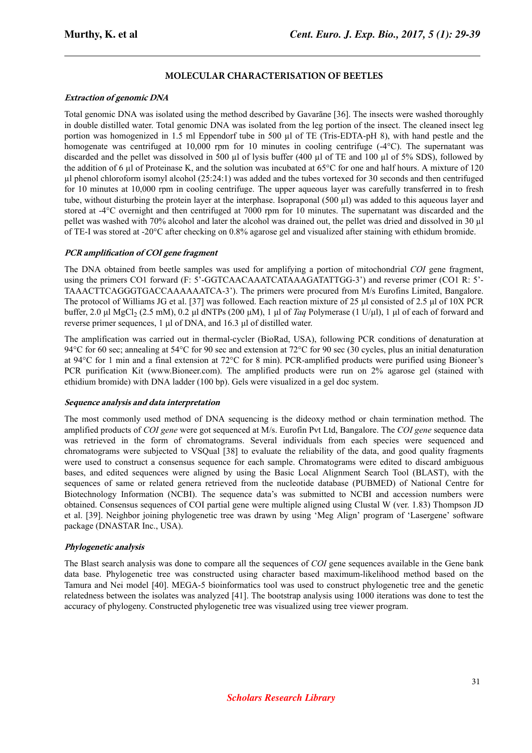## MOLECULAR CHARACTERISATION OF BEETLES

### *Extraction of genomic DNA*

Total genomic DNA was isolated using the method described by Gavarāne [36]. The insects were washed thoroughly in double distilled water. Total genomic DNA was isolated from the leg portion of the insect. The cleaned insect leg portion was homogenized in 1.5 ml Eppendorf tube in 500 µl of TE (Tris-EDTA-pH 8), with hand pestle and the homogenate was centrifuged at 10,000 rpm for 10 minutes in cooling centrifuge (-4°C). The supernatant was discarded and the pellet was dissolved in 500 µl of lysis buffer (400 µl of TE and 100 µl of 5% SDS), followed by the addition of 6 µl of Proteinase K, and the solution was incubated at 65°C for one and half hours. A mixture of 120 µl phenol chloroform isomyl alcohol (25:24:1) was added and the tubes vortexed for 30 seconds and then centrifuged for 10 minutes at 10,000 rpm in cooling centrifuge. The upper aqueous layer was carefully transferred in to fresh tube, without disturbing the protein layer at the interphase. Isopraponal (500 µl) was added to this aqueous layer and stored at -4°C overnight and then centrifuged at 7000 rpm for 10 minutes. The supernatant was discarded and the pellet was washed with 70% alcohol and later the alcohol was drained out, the pellet was dried and dissolved in 30 µl of TE-I was stored at -20°C after checking on 0.8% agarose gel and visualized after staining with ethidium bromide.

### *PCR amplification of COI gene fragment*

The DNA obtained from beetle samples was used for amplifying a portion of mitochondrial *COI* gene fragment, using the primers CO1 forward (F: 5'-GGTCAACAAATCATAAAGATATTGG-3') and reverse primer (CO1 R: 5'-TAAACTTCAGGGTGACCAAAAAATCA-3'). The primers were procured from M/s Eurofins Limited, Bangalore. The protocol of Williams JG et al. [37] was followed. Each reaction mixture of 25 µl consisted of 2.5 µl of 10X PCR buffer, 2.0 µl $MgCl_2$ (2.5 mM), 0.2 µl dNTPs (200 µM), 1 µl of *Taq* Polymerase (1 U/µl), 1 µl of each of forward and reverse primer sequences, 1 µl of DNA, and 16.3 µl of distilled water.

The amplification was carried out in thermal-cycler (BioRad, USA), following PCR conditions of denaturation at 94°C for 60 sec; annealing at 54°C for 90 sec and extension at 72°C for 90 sec (30 cycles, plus an initial denaturation at 94°C for 1 min and a final extension at 72°C for 8 min). PCR-amplified products were purified using Bioneer's PCR purification Kit (www.Bioneer.com). The amplified products were run on 2% agarose gel (stained with ethidium bromide) with DNA ladder (100 bp). Gels were visualized in a gel doc system.

### *Sequence analysis and data interpretation*

The most commonly used method of DNA sequencing is the dideoxy method or chain termination method. The amplified products of *COI gene* were got sequenced at M/s. Eurofin Pvt Ltd, Bangalore. The *COI gene* sequence data was retrieved in the form of chromatograms. Several individuals from each species were sequenced and chromatograms were subjected to VSQual [38] to evaluate the reliability of the data, and good quality fragments were used to construct a consensus sequence for each sample. Chromatograms were edited to discard ambiguous bases, and edited sequences were aligned by using the Basic Local Alignment Search Tool (BLAST), with the sequences of same or related genera retrieved from the nucleotide database (PUBMED) of National Centre for Biotechnology Information (NCBI). The sequence data's was submitted to NCBI and accession numbers were obtained. Consensus sequences of COI partial gene were multiple aligned using Clustal W (ver. 1.83) Thompson JD et al. [39]. Neighbor joining phylogenetic tree was drawn by using 'Meg Align' program of 'Lasergene' software package (DNASTAR Inc., USA).

### *Phylogenetic analysis*

The Blast search analysis was done to compare all the sequences of *COI* gene sequences available in the Gene bank data base. Phylogenetic tree was constructed using character based maximum-likelihood method based on the Tamura and Nei model [40]. MEGA-5 bioinformatics tool was used to construct phylogenetic tree and the genetic relatedness between the isolates was analyzed [41]. The bootstrap analysis using 1000 iterations was done to test the accuracy of phylogeny. Constructed phylogenetic tree was visualized using tree viewer program.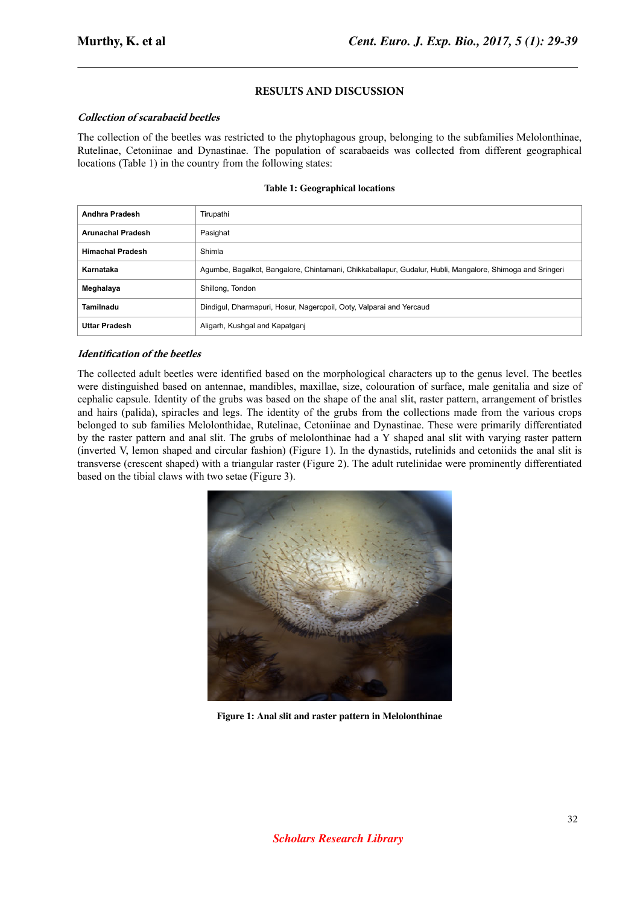## RESULTS AND DISCUSSION

### *Collection of scarabaeid beetles*

The collection of the beetles was restricted to the phytophagous group, belonging to the subfamilies Melolonthinae, Rutelinae, Cetoniinae and Dynastinae. The population of scarabaeids was collected from different geographical locations (Table 1) in the country from the following states:

**Table 1: Geographical locations**

| | |
|---|---|
| **Andhra Pradesh** | Tirupathi |
| **Arunachal Pradesh** | Pasighat |
| **Himachal Pradesh** | Shimla |
| **Karnataka** | Agumbe, Bagalkot, Bangalore, Chintamani, Chikkaballapur, Gudalur, Hubli, Mangalore, Shimoga and Sringeri |
| **Meghalaya** | Shillong, Tondon |
| **Tamilnadu** | Dindigul, Dharmapuri, Hosur, Nagercpoil, Ooty, Valparai and Yercaud |
| **Uttar Pradesh** | Aligarh, Kushgal and Kapatganj |

### *Identification of the beetles*

The collected adult beetles were identified based on the morphological characters up to the genus level. The beetles were distinguished based on antennae, mandibles, maxillae, size, colouration of surface, male genitalia and size of cephalic capsule. Identity of the grubs was based on the shape of the anal slit, raster pattern, arrangement of bristles and hairs (palida), spiracles and legs. The identity of the grubs from the collections made from the various crops belonged to sub families Melolonthidae, Rutelinae, Cetoniinae and Dynastinae. These were primarily differentiated by the raster pattern and anal slit. The grubs of melolonthinae had a Y shaped anal slit with varying raster pattern (inverted V, lemon shaped and circular fashion) (Figure 1). In the dynastids, rutelinids and cetoniids the anal slit is transverse (crescent shaped) with a triangular raster (Figure 2). The adult rutelinidae were prominently differentiated based on the tibial claws with two setae (Figure 3).

**Figure 1: Anal slit and raster pattern in Melolonthinae**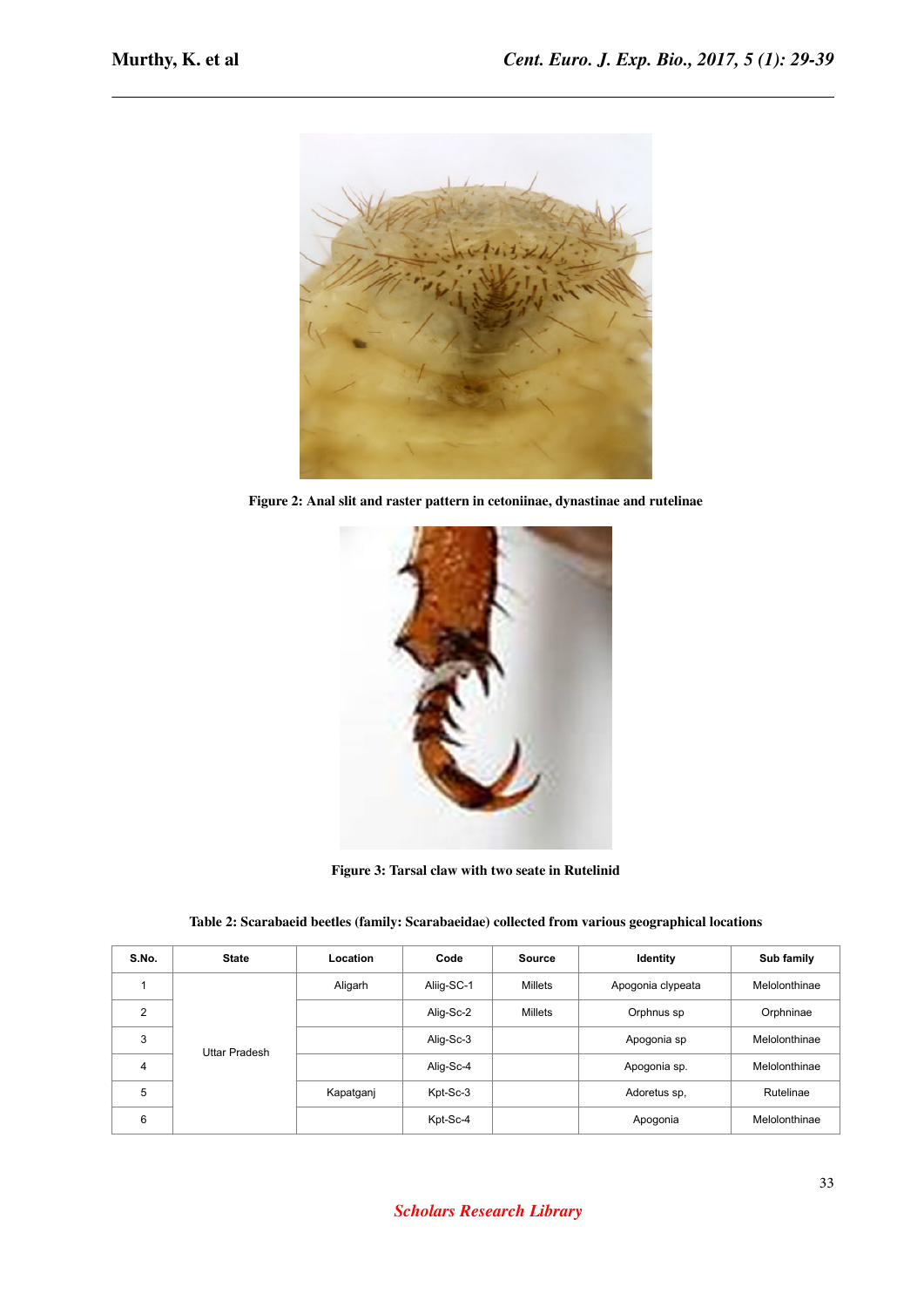Figure 2: Anal slit and raster pattern in cetoniinae, dynastinae and rutelinae

Figure 3: Tarsal claw with two seate in Rutelinid

**Table 2: Scarabaeid beetles (family: Scarabaeidae) collected from various geographical locations**

| S.No. | State | Location | Code | Source | Identity | Sub family |
|---|---|---|---|---|---|---|
| 1 | Uttar Pradesh | Aligarh | Aliig-SC-1 | Millets | Apogonia clypeata | Melolonthinae |
| 2 | | | Alig-Sc-2 | Millets | Orphnus sp | Orphninae |
| 3 | | | Alig-Sc-3 | | Apogonia sp | Melolonthinae |
| 4 | | | Alig-Sc-4 | | Apogonia sp. | Melolonthinae |
| 5 | | Kapatganj | Kpt-Sc-3 | | Adoretus sp, | Rutelinae |
| 6 | | | Kpt-Sc-4 | | Apogonia | Melolonthinae |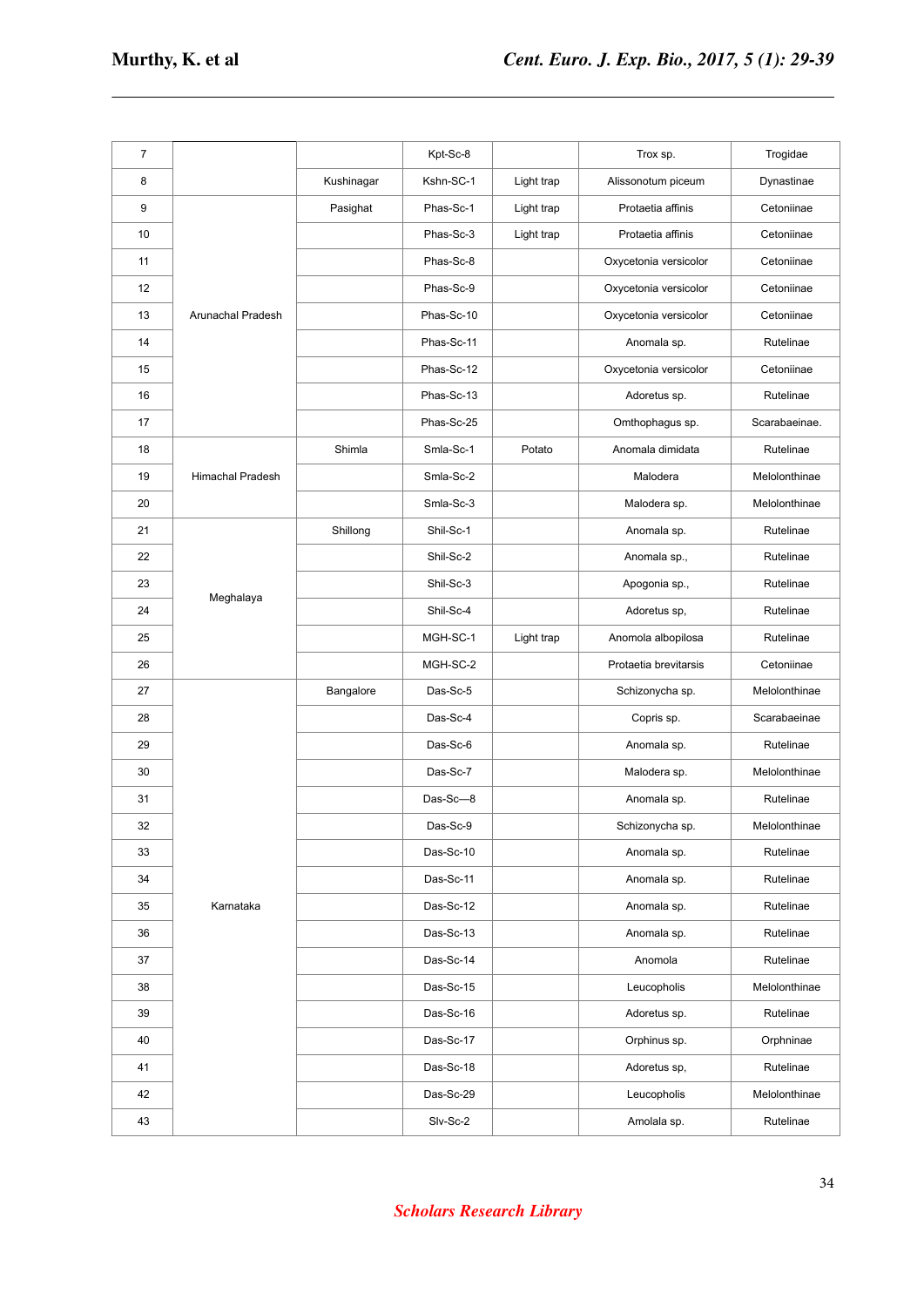| 7 | | | Kpt-Sc-8 | | Trox sp. | Trogidae |
|---|---|---|---|---|---|---|
| 8 | | Kushinagar | Kshn-SC-1 | Light trap | Alissonotum piceum | Dynastinae |
| 9 | Arunachal Pradesh | Pasighat | Phas-Sc-1 | Light trap | Protaetia affinis | Cetoniinae |
| 10 | | | Phas-Sc-3 | Light trap | Protaetia affinis | Cetoniinae |
| 11 | | | Phas-Sc-8 | | Oxycetonia versicolor | Cetoniinae |
| 12 | | | Phas-Sc-9 | | Oxycetonia versicolor | Cetoniinae |
| 13 | | | Phas-Sc-10 | | Oxycetonia versicolor | Cetoniinae |
| 14 | | | Phas-Sc-11 | | Anomala sp. | Rutelinae |
| 15 | | | Phas-Sc-12 | | Oxycetonia versicolor | Cetoniinae |
| 16 | | | Phas-Sc-13 | | Adoretus sp. | Rutelinae |
| 17 | | | Phas-Sc-25 | | Omthophagus sp. | Scarabaeinae. |
| 18 | Himachal Pradesh | Shimla | Smla-Sc-1 | Potato | Anomala dimidata | Rutelinae |
| 19 | | | Smla-Sc-2 | | Malodera | Melolonthinae |
| 20 | | | Smla-Sc-3 | | Malodera sp. | Melolonthinae |
| 21 | Meghalaya | Shillong | Shil-Sc-1 | | Anomala sp. | Rutelinae |
| 22 | | | Shil-Sc-2 | | Anomala sp., | Rutelinae |
| 23 | | | Shil-Sc-3 | | Apogonia sp., | Rutelinae |
| 24 | | | Shil-Sc-4 | | Adoretus sp, | Rutelinae |
| 25 | | | MGH-SC-1 | Light trap | Anomola albopilosa | Rutelinae |
| 26 | | | MGH-SC-2 | | Protaetia brevitarsis | Cetoniinae |
| 27 | Karnataka | Bangalore | Das-Sc-5 | | Schizonycha sp. | Melolonthinae |
| 28 | | | Das-Sc-4 | | Copris sp. | Scarabaeinae |
| 29 | | | Das-Sc-6 | | Anomala sp. | Rutelinae |
| 30 | | | Das-Sc-7 | | Malodera sp. | Melolonthinae |
| 31 | | | Das-Sc—8 | | Anomala sp. | Rutelinae |
| 32 | | | Das-Sc-9 | | Schizonycha sp. | Melolonthinae |
| 33 | | | Das-Sc-10 | | Anomala sp. | Rutelinae |
| 34 | | | Das-Sc-11 | | Anomala sp. | Rutelinae |
| 35 | | | Das-Sc-12 | | Anomala sp. | Rutelinae |
| 36 | | | Das-Sc-13 | | Anomala sp. | Rutelinae |
| 37 | | | Das-Sc-14 | | Anomola | Rutelinae |
| 38 | | | Das-Sc-15 | | Leucopholis | Melolonthinae |
| 39 | | | Das-Sc-16 | | Adoretus sp. | Rutelinae |
| 40 | | | Das-Sc-17 | | Orphinus sp. | Orphinae |
| 41 | | | Das-Sc-18 | | Adoretus sp, | Rutelinae |
| 42 | | | Das-Sc-29 | | Leucopholis | Melolonthinae |
| 43 | | | Slv-Sc-2 | | Amolala sp. | Rutelinae |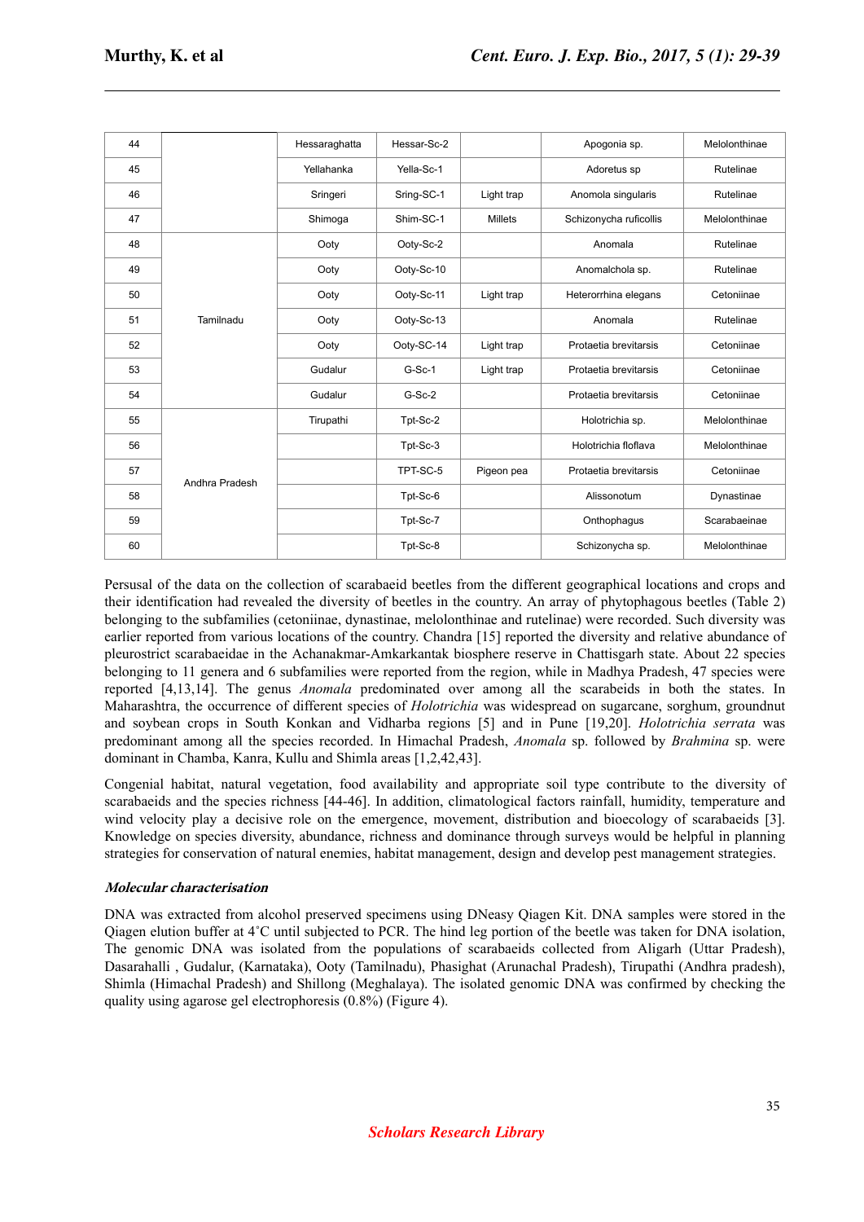| 44 | | Hessaraghatta | Hessar-Sc-2 | | Apogonia sp. | Melolonthinae |
|---|---|---|---|---|---|---|
| 45 | | Yellahanka | Yella-Sc-1 | | Adoretus sp | Rutelinae |
| 46 | | Sringeri | Sring-SC-1 | Light trap | Anomola singularis | Rutelinae |
| 47 | | Shimoga | Shim-SC-1 | Millets | Schizonycha ruficollis | Melolonthinae |
| 48 | Tamilnadu | Ooty | Ooty-Sc-2 | | Anomala | Rutelinae |
| 49 | | Ooty | Ooty-Sc-10 | | Anomalchola sp. | Rutelinae |
| 50 | | Ooty | Ooty-Sc-11 | Light trap | Heterorrhina elegans | Cetoniinae |
| 51 | | Ooty | Ooty-Sc-13 | | Anomala | Rutelinae |
| 52 | | Ooty | Ooty-SC-14 | Light trap | Protaetia brevitarsis | Cetoniinae |
| 53 | | Gudalur | G-Sc-1 | Light trap | Protaetia brevitarsis | Cetoniinae |
| 54 | | Gudalur | G-Sc-2 | | Protaetia brevitarsis | Cetoniinae |
| 55 | Andhra Pradesh | Tirupathi | Tpt-Sc-2 | | Holotrichia sp. | Melolonthinae |
| 56 | | | Tpt-Sc-3 | | Holotrichia floflava | Melolonthinae |
| 57 | | | TPT-SC-5 | Pigeon pea | Protaetia brevitarsis | Cetoniinae |
| 58 | | | Tpt-Sc-6 | | Alissonotum | Dynastinae |
| 59 | | | Tpt-Sc-7 | | Onthophagus | Scarabaeinae |
| 60 | | | Tpt-Sc-8 | | Schizonycha sp. | Melolonthinae |

Persusal of the data on the collection of scarabaeid beetles from the different geographical locations and crops and their identification had revealed the diversity of beetles in the country. An array of phytophagous beetles (Table 2) belonging to the subfamilies (cetoniinae, dynastinae, melolonthinae and rutelinae) were recorded. Such diversity was earlier reported from various locations of the country. Chandra [15] reported the diversity and relative abundance of pleurostrict scarabaeidae in the Achanakmar-Amkarkantak biosphere reserve in Chattisgarh state. About 22 species belonging to 11 genera and 6 subfamilies were reported from the region, while in Madhya Pradesh, 47 species were reported [4,13,14]. The genus *Anomala* predominated over among all the scarabeids in both the states. In Maharashtra, the occurrence of different species of *Holotrichia* was widespread on sugarcane, sorghum, groundnut and soybean crops in South Konkan and Vidharba regions [5] and in Pune [19,20]. *Holotrichia serrata* was predominant among all the species recorded. In Himachal Pradesh, *Anomala* sp. followed by *Brahmina* sp. were dominant in Chamba, Kanra, Kullu and Shimla areas [1,2,42,43].

Congenial habitat, natural vegetation, food availability and appropriate soil type contribute to the diversity of scarabaeids and the species richness [44-46]. In addition, climatological factors rainfall, humidity, temperature and wind velocity play a decisive role on the emergence, movement, distribution and bioecology of scarabaeids [3]. Knowledge on species diversity, abundance, richness and dominance through surveys would be helpful in planning strategies for conservation of natural enemies, habitat management, design and develop pest management strategies.

### *Molecular characterisation*

DNA was extracted from alcohol preserved specimens using DNeasy Qiagen Kit. DNA samples were stored in the Qiagen elution buffer at 4˚C until subjected to PCR. The hind leg portion of the beetle was taken for DNA isolation, The genomic DNA was isolated from the populations of scarabaeids collected from Aligarh (Uttar Pradesh), Dasarahalli , Gudalur, (Karnataka), Ooty (Tamilnadu), Phasighat (Arunachal Pradesh), Tirupathi (Andhra pradesh), Shimla (Himachal Pradesh) and Shillong (Meghalaya). The isolated genomic DNA was confirmed by checking the quality using agarose gel electrophoresis (0.8%) (Figure 4).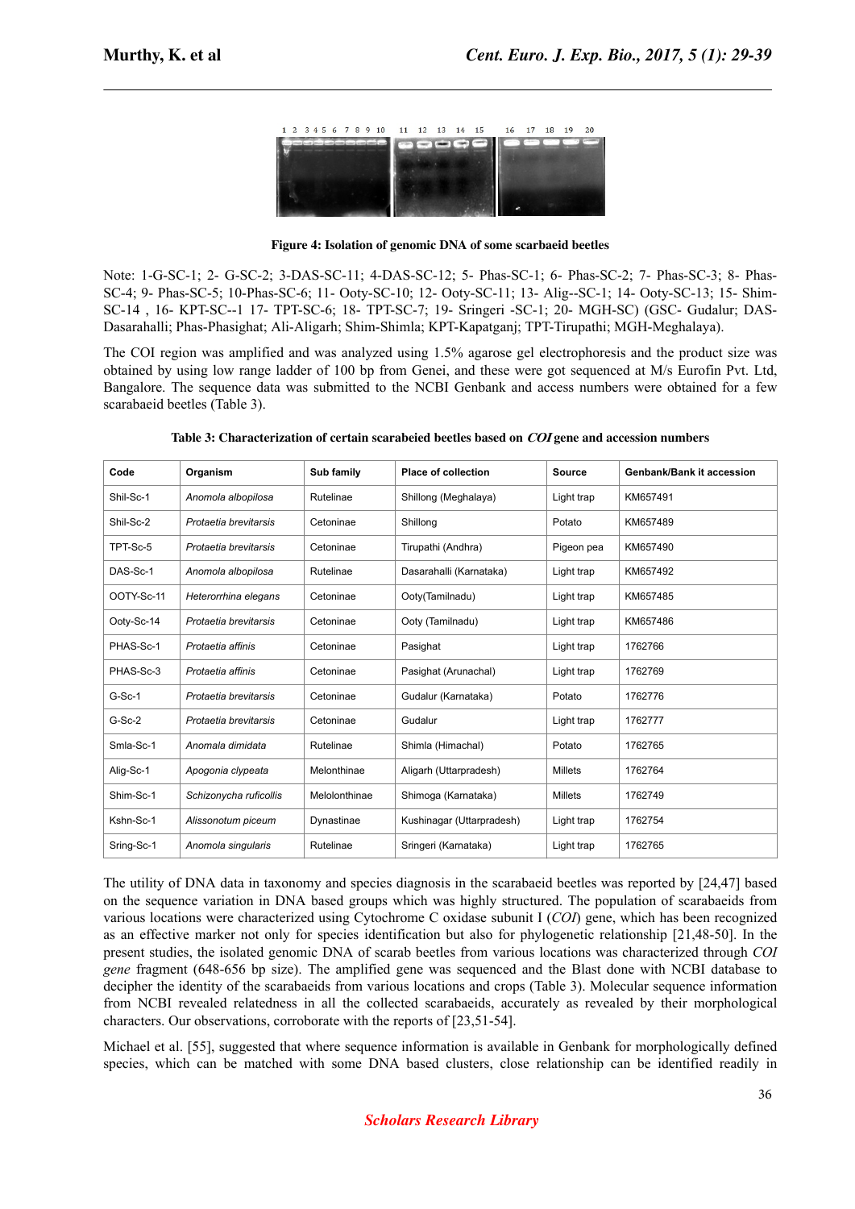**Figure 4: Isolation of genomic DNA of some scarbaeid beetles**

Note: 1-G-SC-1; 2- G-SC-2; 3-DAS-SC-11; 4-DAS-SC-12; 5- Phas-SC-1; 6- Phas-SC-2; 7- Phas-SC-3; 8- Phas-SC-4; 9- Phas-SC-5; 10-Phas-SC-6; 11- Ooty-SC-10; 12- Ooty-SC-11; 13- Alig--SC-1; 14- Ooty-SC-13; 15- Shim-SC-14 , 16- KPT-SC--1 17- TPT-SC-6; 18- TPT-SC-7; 19- Sringeri -SC-1; 20- MGH-SC) (GSC- Gudalur; DAS-Dasarahalli; Phas-Phasighat; Ali-Aligarh; Shim-Shimla; KPT-Kapatganj; TPT-Tirupathi; MGH-Meghalaya).

The COI region was amplified and was analyzed using 1.5% agarose gel electrophoresis and the product size was obtained by using low range ladder of 100 bp from Genei, and these were got sequenced at M/s Eurofin Pvt. Ltd, Bangalore. The sequence data was submitted to the NCBI Genbank and access numbers were obtained for a few scarabaeid beetles (Table 3).

**Table 3: Characterization of certain scarabeied beetles based on *COI* gene and accession numbers**

| Code | Organism | Sub family | Place of collection | Source | Genbank/Bank it accession |
|---|---|---|---|---|---|
| Shil-Sc-1 | *Anomola albopilosa* | Rutelinae | Shillong (Meghalaya) | Light trap | KM657491 |
| Shil-Sc-2 | *Protaetia brevitarsis* | Cetoninae | Shillong | Potato | KM657489 |
| TPT-Sc-5 | *Protaetia brevitarsis* | Cetoninae | Tirupathi (Andhra) | Pigeon pea | KM657490 |
| DAS-Sc-1 | *Anomola albopilosa* | Rutelinae | Dasarahalli (Karnataka) | Light trap | KM657492 |
| OOTY-Sc-11 | *Heterorrhina elegans* | Cetoninae | Ooty(Tamilnadu) | Light trap | KM657485 |
| Ooty-Sc-14 | *Protaetia brevitarsis* | Cetoninae | Ooty (Tamilnadu) | Light trap | KM657486 |
| PHAS-Sc-1 | *Protaetia affinis* | Cetoninae | Pasighat | Light trap | 1762766 |
| PHAS-Sc-3 | *Protaetia affinis* | Cetoninae | Pasighat (Arunachal) | Light trap | 1762769 |
| G-Sc-1 | *Protaetia brevitarsis* | Cetoninae | Gudalur (Karnataka) | Potato | 1762776 |
| G-Sc-2 | *Protaetia brevitarsis* | Cetoninae | Gudalur | Light trap | 1762777 |
| Smla-Sc-1 | *Anomala dimidata* | Rutelinae | Shimla (Himachal) | Potato | 1762765 |
| Alig-Sc-1 | *Apogonia clypeata* | Melonthinae | Aligarh (Uttarpradesh) | Millets | 1762764 |
| Shim-Sc-1 | *Schizonycha ruficollis* | Melolonthinae | Shimoga (Karnataka) | Millets | 1762749 |
| Kshn-Sc-1 | *Alissonotum piceum* | Dynastinae | Kushinagar (Uttarpradesh) | Light trap | 1762754 |
| Sring-Sc-1 | *Anomola singularis* | Rutelinae | Sringeri (Karnataka) | Light trap | 1762765 |

The utility of DNA data in taxonomy and species diagnosis in the scarabaeid beetles was reported by [24,47] based on the sequence variation in DNA based groups which was highly structured. The population of scarabaeids from various locations were characterized using Cytochrome C oxidase subunit I (*COI*) gene, which has been recognized as an effective marker not only for species identification but also for phylogenetic relationship [21,48-50]. In the present studies, the isolated genomic DNA of scarab beetles from various locations was characterized through *COI gene* fragment (648-656 bp size). The amplified gene was sequenced and the Blast done with NCBI database to decipher the identity of the scarabaeids from various locations and crops (Table 3). Molecular sequence information from NCBI revealed relatedness in all the collected scarabaeids, accurately as revealed by their morphological characters. Our observations, corroborate with the reports of [23,51-54].

Michael et al. [55], suggested that where sequence information is available in Genbank for morphologically defined species, which can be matched with some DNA based clusters, close relationship can be identified readily in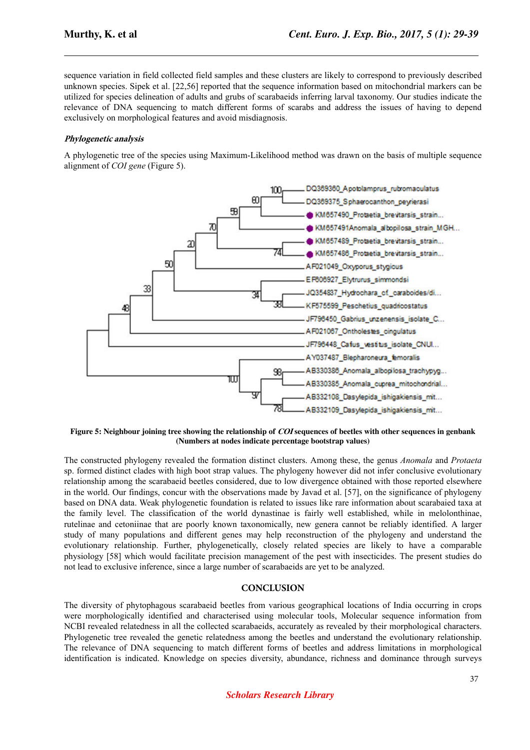sequence variation in field collected field samples and these clusters are likely to correspond to previously described unknown species. Sipek et al. [22,56] reported that the sequence information based on mitochondrial markers can be utilized for species delineation of adults and grubs of scarabaeids inferring larval taxonomy. Our studies indicate the relevance of DNA sequencing to match different forms of scarabs and address the issues of having to depend exclusively on morphological features and avoid misdiagnosis.

### *Phylogenetic analysis*

A phylogenetic tree of the species using Maximum-Likelihood method was drawn on the basis of multiple sequence alignment of *COI gene* (Figure 5).

**Figure 5: Neighbour joining tree showing the relationship of *COI* sequences of beetles with other sequences in genbank (Numbers at nodes indicate percentage bootstrap values)**

The constructed phylogeny revealed the formation distinct clusters. Among these, the genus *Anomala* and *Protaeta* sp. formed distinct clades with high boot strap values. The phylogeny however did not infer conclusive evolutionary relationship among the scarabaeid beetles considered, due to low divergence obtained with those reported elsewhere in the world. Our findings, concur with the observations made by Javad et al. [57], on the significance of phylogeny based on DNA data. Weak phylogenetic foundation is related to issues like rare information about scarabaied taxa at the family level. The classification of the world dynastinae is fairly well established, while in melolonthinae, rutelinae and cetoniinae that are poorly known taxonomically, new genera cannot be reliably identified. A larger study of many populations and different genes may help reconstruction of the phylogeny and understand the evolutionary relationship. Further, phylogenetically, closely related species are likely to have a comparable physiology [58] which would facilitate precision management of the pest with insecticides. The present studies do not lead to exclusive inference, since a large number of scarabaeids are yet to be analyzed.

## CONCLUSION

The diversity of phytophagous scarabaeid beetles from various geographical locations of India occurring in crops were morphologically identified and characterised using molecular tools, Molecular sequence information from NCBI revealed relatedness in all the collected scarabaeids, accurately as revealed by their morphological characters. Phylogenetic tree revealed the genetic relatedness among the beetles and understand the evolutionary relationship. The relevance of DNA sequencing to match different forms of beetles and address limitations in morphological identification is indicated. Knowledge on species diversity, abundance, richness and dominance through surveys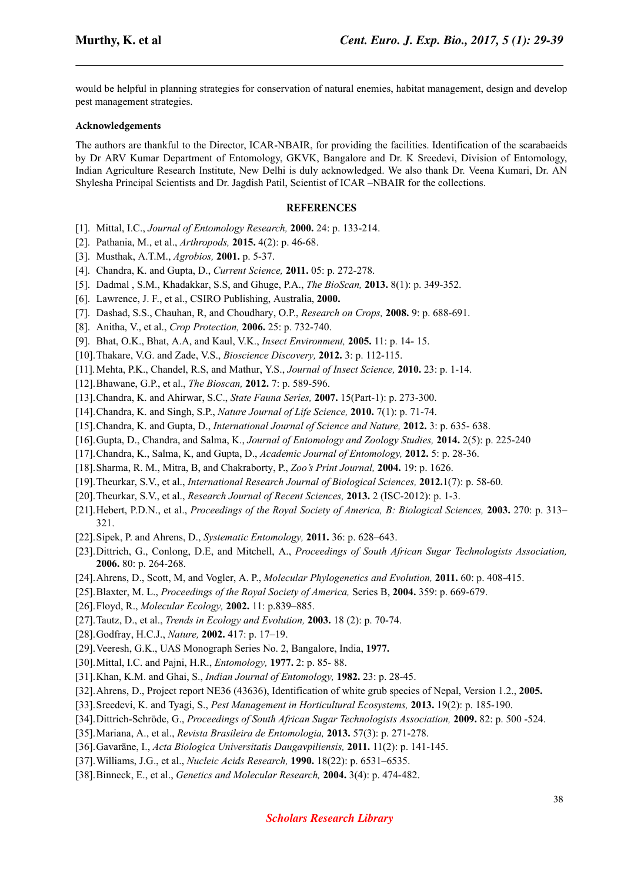would be helpful in planning strategies for conservation of natural enemies, habitat management, design and develop pest management strategies.

#### Acknowledgements

The authors are thankful to the Director, ICAR-NBAIR, for providing the facilities. Identification of the scarabaeids by Dr ARV Kumar Department of Entomology, GKVK, Bangalore and Dr. K Sreedevi, Division of Entomology, Indian Agriculture Research Institute, New Delhi is duly acknowledged. We also thank Dr. Veena Kumari, Dr. AN Shylesha Principal Scientists and Dr. Jagdish Patil, Scientist of ICAR –NBAIR for the collections.

## REFERENCES

[1]. Mittal, I.C., *Journal of Entomology Research,* **2000.** 24: p. 133-214.
[2]. Pathania, M., et al., *Arthropods,* **2015.** 4(2): p. 46-68.
[3]. Musthak, A.T.M., *Agrobios,* **2001.** p. 5-37.
[4]. Chandra, K. and Gupta, D., *Current Science,* **2011.** 05: p. 272-278.
[5]. Dadmal , S.M., Khadakkar, S.S, and Ghuge, P.A., *The BioScan,* **2013.** 8(1): p. 349-352.
[6]. Lawrence, J. F., et al., CSIRO Publishing, Australia, **2000.**
[7]. Dashad, S.S., Chauhan, R, and Choudhary, O.P., *Research on Crops,* **2008.** 9: p. 688-691.
[8]. Anitha, V., et al., *Crop Protection,* **2006.** 25: p. 732-740.
[9]. Bhat, O.K., Bhat, A.A, and Kaul, V.K., *Insect Environment,* **2005.** 11: p. 14- 15.
[10]. Thakare, V.G. and Zade, V.S., *Bioscience Discovery,* **2012.** 3: p. 112-115.
[11]. Mehta, P.K., Chandel, R.S, and Mathur, Y.S., *Journal of Insect Science,* **2010.** 23: p. 1-14.
[12]. Bhawane, G.P., et al., *The Bioscan,* **2012.** 7: p. 589-596.
[13]. Chandra, K. and Ahirwar, S.C., *State Fauna Series,* **2007.** 15(Part-1): p. 273-300.
[14]. Chandra, K. and Singh, S.P., *Nature Journal of Life Science,* **2010.** 7(1): p. 71-74.
[15]. Chandra, K. and Gupta, D., *International Journal of Science and Nature,* **2012.** 3: p. 635- 638.
[16]. Gupta, D., Chandra, and Salma, K., *Journal of Entomology and Zoology Studies,* **2014.** 2(5): p. 225-240
[17]. Chandra, K., Salma, K, and Gupta, D., *Academic Journal of Entomology,* **2012.** 5: p. 28-36.
[18]. Sharma, R. M., Mitra, B, and Chakraborty, P., *Zoo's Print Journal,* **2004.** 19: p. 1626.
[19]. Theurkar, S.V., et al., *International Research Journal of Biological Sciences,* **2012.**1(7): p. 58-60.
[20]. Theurkar, S.V., et al., *Research Journal of Recent Sciences,* **2013.** 2 (ISC-2012): p. 1-3.
[21]. Hebert, P.D.N., et al., *Proceedings of the Royal Society of America, B: Biological Sciences,* **2003.** 270: p. 313–321.
[22]. Sipek, P. and Ahrens, D., *Systematic Entomology,* **2011.** 36: p. 628–643.
[23]. Dittrich, G., Conlong, D.E, and Mitchell, A., *Proceedings of South African Sugar Technologists Association,* **2006.** 80: p. 264-268.
[24]. Ahrens, D., Scott, M, and Vogler, A. P., *Molecular Phylogenetics and Evolution,* **2011.** 60: p. 408-415.
[25]. Blaxter, M. L., *Proceedings of the Royal Society of America,* Series B, **2004.** 359: p. 669-679.
[26]. Floyd, R., *Molecular Ecology,* **2002.** 11: p.839–885.
[27]. Tautz, D., et al., *Trends in Ecology and Evolution,* **2003.** 18 (2): p. 70-74.
[28]. Godfray, H.C.J., *Nature,* **2002.** 417: p. 17–19.
[29]. Veeresh, G.K., UAS Monograph Series No. 2, Bangalore, India, **1977.**
[30]. Mittal, I.C. and Pajni, H.R., *Entomology,* **1977.** 2: p. 85- 88.
[31]. Khan, K.M. and Ghai, S., *Indian Journal of Entomology,* **1982.** 23: p. 28-45.
[32]. Ahrens, D., Project report NE36 (43636), Identification of white grub species of Nepal, Version 1.2., **2005.**
[33]. Sreedevi, K. and Tyagi, S., *Pest Management in Horticultural Ecosystems,* **2013.** 19(2): p. 185-190.
[34]. Dittrich-Schröde, G., *Proceedings of South African Sugar Technologists Association,* **2009.** 82: p. 500 -524.
[35]. Mariana, A., et al., *Revista Brasileira de Entomologia,* **2013.** 57(3): p. 271-278.
[36]. Gavarāne, I., *Acta Biologica Universitatis Daugavpiliensis,* **2011.** 11(2): p. 141-145.
[37]. Williams, J.G., et al., *Nucleic Acids Research,* **1990.** 18(22): p. 6531–6535.
[38]. Binneck, E., et al., *Genetics and Molecular Research,* **2004.** 3(4): p. 474-482.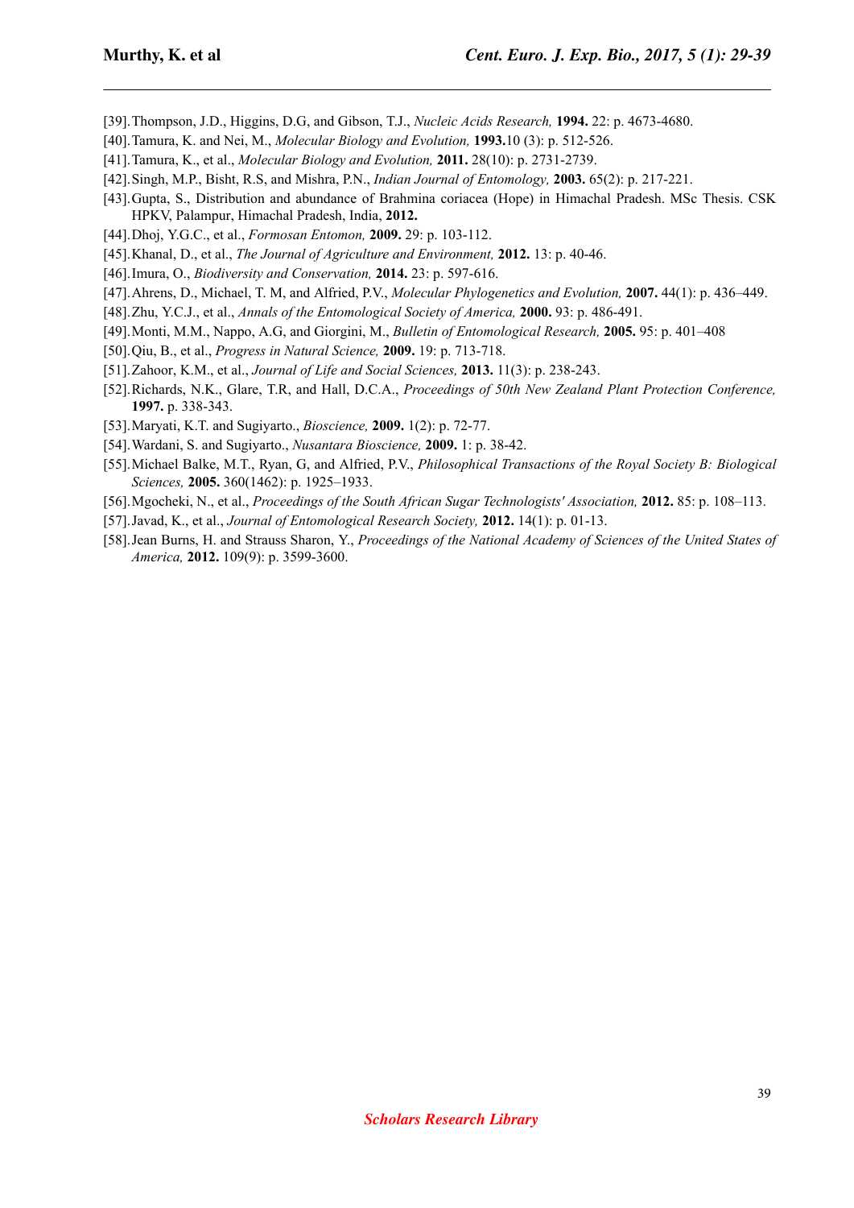[39]. Thompson, J.D., Higgins, D.G, and Gibson, T.J., *Nucleic Acids Research,* **1994.** 22: p. 4673-4680.

[40]. Tamura, K. and Nei, M., *Molecular Biology and Evolution,* **1993.**10 (3): p. 512-526.

[41]. Tamura, K., et al., *Molecular Biology and Evolution,* **2011.** 28(10): p. 2731-2739.

[42]. Singh, M.P., Bisht, R.S, and Mishra, P.N., *Indian Journal of Entomology,* **2003.** 65(2): p. 217-221.

[43]. Gupta, S., Distribution and abundance of Brahmina coriacea (Hope) in Himachal Pradesh. MSc Thesis. CSK HPKV, Palampur, Himachal Pradesh, India, **2012.**

[44]. Dhoj, Y.G.C., et al., *Formosan Entomon,* **2009.** 29: p. 103-112.

[45]. Khanal, D., et al., *The Journal of Agriculture and Environment,* **2012.** 13: p. 40-46.

[46]. Imura, O., *Biodiversity and Conservation,* **2014.** 23: p. 597-616.

[47]. Ahrens, D., Michael, T. M, and Alfried, P.V., *Molecular Phylogenetics and Evolution,* **2007.** 44(1): p. 436–449.

[48]. Zhu, Y.C.J., et al., *Annals of the Entomological Society of America,* **2000.** 93: p. 486-491.

[49]. Monti, M.M., Nappo, A.G, and Giorgini, M., *Bulletin of Entomological Research,* **2005.** 95: p. 401–408

[50]. Qiu, B., et al., *Progress in Natural Science,* **2009.** 19: p. 713-718.

[51]. Zahoor, K.M., et al., *Journal of Life and Social Sciences,* **2013.** 11(3): p. 238-243.

[52]. Richards, N.K., Glare, T.R, and Hall, D.C.A., *Proceedings of 50th New Zealand Plant Protection Conference,* **1997.** p. 338-343.

[53]. Maryati, K.T. and Sugiyarto., *Bioscience,* **2009.** 1(2): p. 72-77.

[54]. Wardani, S. and Sugiyarto., *Nusantara Bioscience,* **2009.** 1: p. 38-42.

[55]. Michael Balke, M.T., Ryan, G, and Alfried, P.V., *Philosophical Transactions of the Royal Society B: Biological Sciences,* **2005.** 360(1462): p. 1925–1933.

[56]. Mgocheki, N., et al., *Proceedings of the South African Sugar Technologists' Association,* **2012.** 85: p. 108–113.

[57]. Javad, K., et al., *Journal of Entomological Research Society,* **2012.** 14(1): p. 01-13.

[58]. Jean Burns, H. and Strauss Sharon, Y., *Proceedings of the National Academy of Sciences of the United States of America,* **2012.** 109(9): p. 3599-3600.